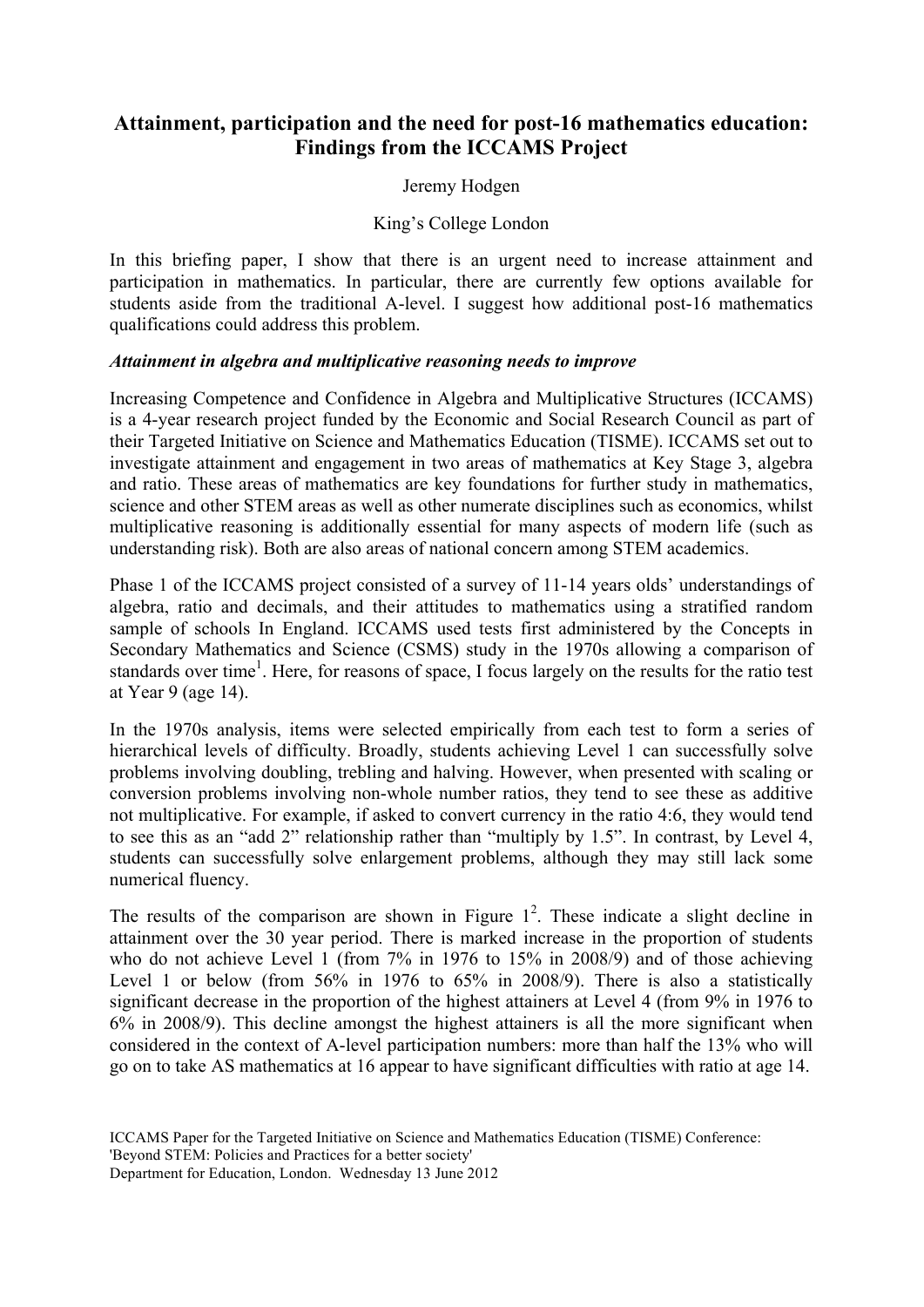# Attainment, participation and the need for post-16 mathematics education: Findings from the ICCAMS Project

Jeremy Hodgen

King's College London

In this briefing paper, I show that there is an urgent need to increase attainment and participation in mathematics. In particular, there are currently few options available for students aside from the traditional A-level. I suggest how additional post-16 mathematics qualifications could address this problem.

***Attainment in algebra and multiplicative reasoning needs to improve***

Increasing Competence and Confidence in Algebra and Multiplicative Structures (ICCAMS) is a 4-year research project funded by the Economic and Social Research Council as part of their Targeted Initiative on Science and Mathematics Education (TISME). ICCAMS set out to investigate attainment and engagement in two areas of mathematics at Key Stage 3, algebra and ratio. These areas of mathematics are key foundations for further study in mathematics, science and other STEM areas as well as other numerate disciplines such as economics, whilst multiplicative reasoning is additionally essential for many aspects of modern life (such as understanding risk). Both are also areas of national concern among STEM academics.

Phase 1 of the ICCAMS project consisted of a survey of 11-14 years olds' understandings of algebra, ratio and decimals, and their attitudes to mathematics using a stratified random sample of schools In England. ICCAMS used tests first administered by the Concepts in Secondary Mathematics and Science (CSMS) study in the 1970s allowing a comparison of standards over time[1]. Here, for reasons of space, I focus largely on the results for the ratio test at Year 9 (age 14).

In the 1970s analysis, items were selected empirically from each test to form a series of hierarchical levels of difficulty. Broadly, students achieving Level 1 can successfully solve problems involving doubling, trebling and halving. However, when presented with scaling or conversion problems involving non-whole number ratios, they tend to see these as additive not multiplicative. For example, if asked to convert currency in the ratio 4:6, they would tend to see this as an "add 2" relationship rather than "multiply by 1.5". In contrast, by Level 4, students can successfully solve enlargement problems, although they may still lack some numerical fluency.

The results of the comparison are shown in Figure 1[2]. These indicate a slight decline in attainment over the 30 year period. There is marked increase in the proportion of students who do not achieve Level 1 (from 7% in 1976 to 15% in 2008/9) and of those achieving Level 1 or below (from 56% in 1976 to 65% in 2008/9). There is also a statistically significant decrease in the proportion of the highest attainers at Level 4 (from 9% in 1976 to 6% in 2008/9). This decline amongst the highest attainers is all the more significant when considered in the context of A-level participation numbers: more than half the 13% who will go on to take AS mathematics at 16 appear to have significant difficulties with ratio at age 14.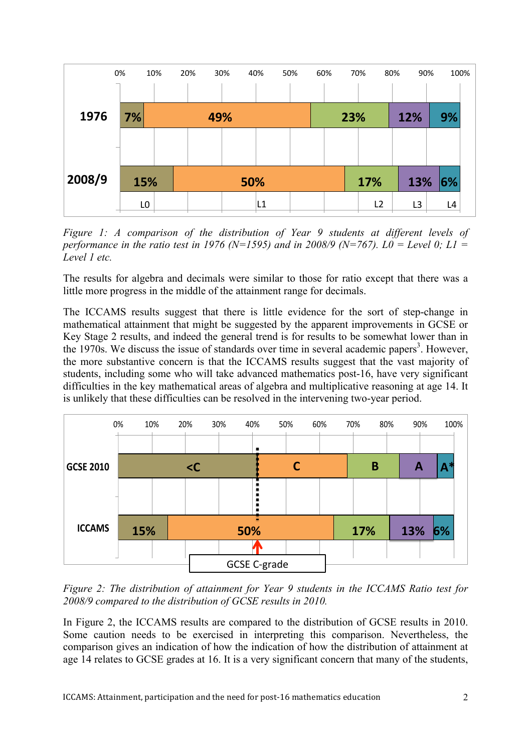*Figure 1: A comparison of the distribution of Year 9 students at different levels of performance in the ratio test in 1976 (N=1595) and in 2008/9 (N=767). L0 = Level 0; L1 = Level 1 etc.*

The results for algebra and decimals were similar to those for ratio except that there was a little more progress in the middle of the attainment range for decimals.

The ICCAMS results suggest that there is little evidence for the sort of step-change in mathematical attainment that might be suggested by the apparent improvements in GCSE or Key Stage 2 results, and indeed the general trend is for results to be somewhat lower than in the 1970s. We discuss the issue of standards over time in several academic papers[3]. However, the more substantive concern is that the ICCAMS results suggest that the vast majority of students, including some who will take advanced mathematics post-16, have very significant difficulties in the key mathematical areas of algebra and multiplicative reasoning at age 14. It is unlikely that these difficulties can be resolved in the intervening two-year period.

*Figure 2: The distribution of attainment for Year 9 students in the ICCAMS Ratio test for 2008/9 compared to the distribution of GCSE results in 2010.*

In Figure 2, the ICCAMS results are compared to the distribution of GCSE results in 2010. Some caution needs to be exercised in interpreting this comparison. Nevertheless, the comparison gives an indication of how the indication of how the distribution of attainment at age 14 relates to GCSE grades at 16. It is a very significant concern that many of the students,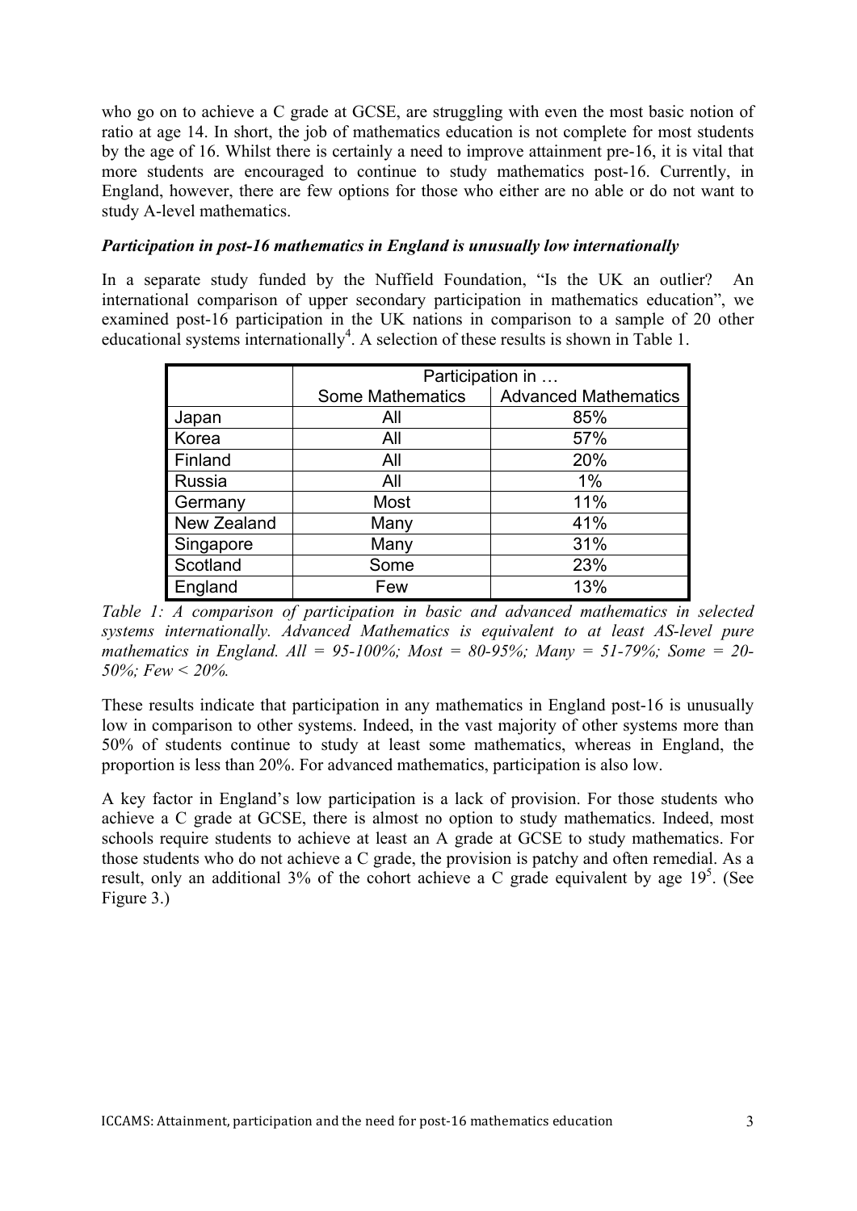who go on to achieve a C grade at GCSE, are struggling with even the most basic notion of ratio at age 14. In short, the job of mathematics education is not complete for most students by the age of 16. Whilst there is certainly a need to improve attainment pre-16, it is vital that more students are encouraged to continue to study mathematics post-16. Currently, in England, however, there are few options for those who either are no able or do not want to study A-level mathematics.

***Participation in post-16 mathematics in England is unusually low internationally***

In a separate study funded by the Nuffield Foundation, "Is the UK an outlier? An international comparison of upper secondary participation in mathematics education", we examined post-16 participation in the UK nations in comparison to a sample of 20 other educational systems internationally[4]. A selection of these results is shown in Table 1.

| | Participation in … | |
|---|---|---|
| | Some Mathematics | Advanced Mathematics |
| Japan | All | 85% |
| Korea | All | 57% |
| Finland | All | 20% |
| Russia | All | 1% |
| Germany | Most | 11% |
| New Zealand | Many | 41% |
| Singapore | Many | 31% |
| Scotland | Some | 23% |
| England | Few | 13% |

*Table 1: A comparison of participation in basic and advanced mathematics in selected systems internationally. Advanced Mathematics is equivalent to at least AS-level pure mathematics in England. All = 95-100%; Most = 80-95%; Many = 51-79%; Some = 20-50%; Few < 20%.*

These results indicate that participation in any mathematics in England post-16 is unusually low in comparison to other systems. Indeed, in the vast majority of other systems more than 50% of students continue to study at least some mathematics, whereas in England, the proportion is less than 20%. For advanced mathematics, participation is also low.

A key factor in England's low participation is a lack of provision. For those students who achieve a C grade at GCSE, there is almost no option to study mathematics. Indeed, most schools require students to achieve at least an A grade at GCSE to study mathematics. For those students who do not achieve a C grade, the provision is patchy and often remedial. As a result, only an additional 3% of the cohort achieve a C grade equivalent by age 19[5]. (See Figure 3.)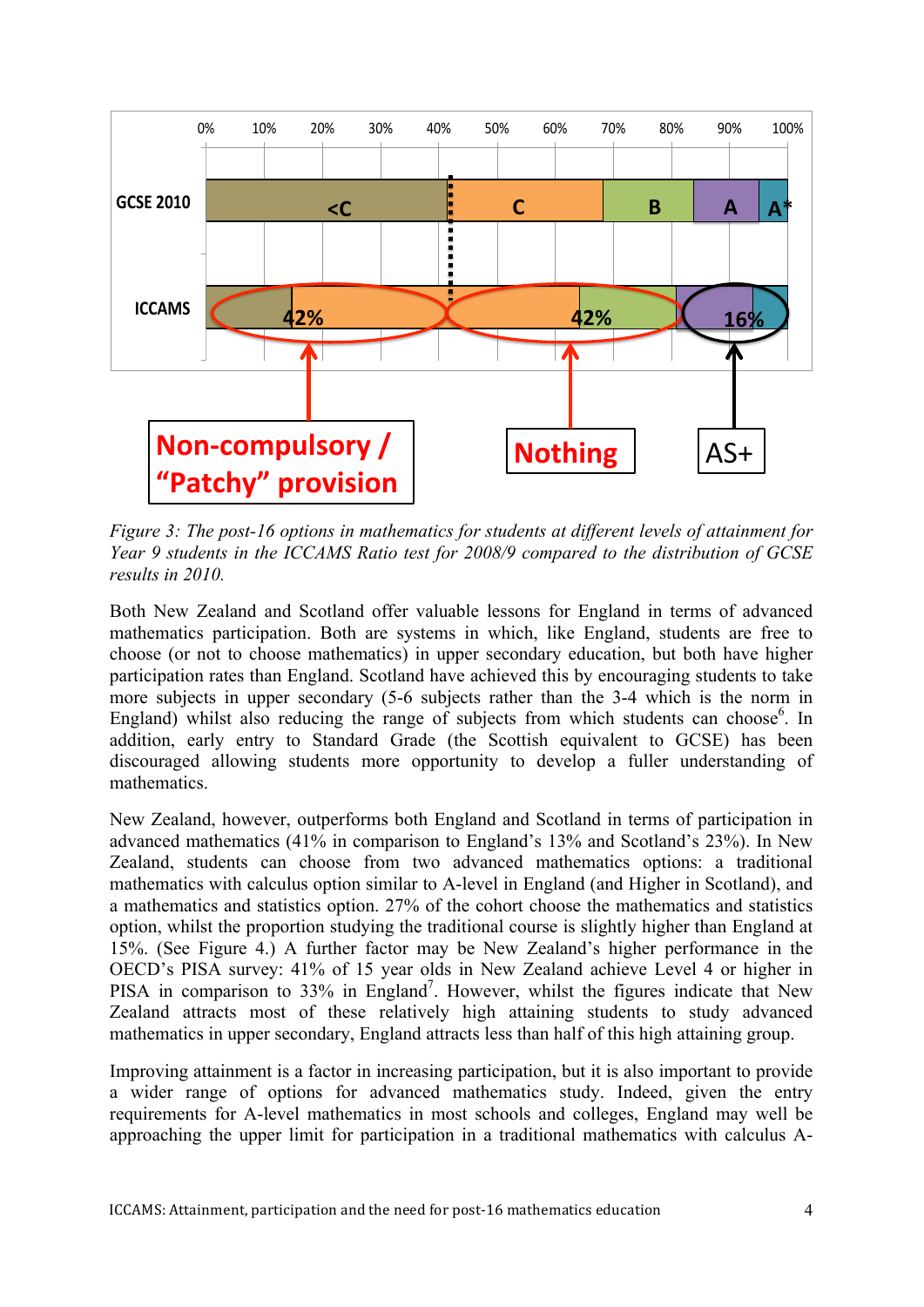*Figure 3: The post-16 options in mathematics for students at different levels of attainment for Year 9 students in the ICCAMS Ratio test for 2008/9 compared to the distribution of GCSE results in 2010.*

Both New Zealand and Scotland offer valuable lessons for England in terms of advanced mathematics participation. Both are systems in which, like England, students are free to choose (or not to choose mathematics) in upper secondary education, but both have higher participation rates than England. Scotland have achieved this by encouraging students to take more subjects in upper secondary (5-6 subjects rather than the 3-4 which is the norm in England) whilst also reducing the range of subjects from which students can choose[6]. In addition, early entry to Standard Grade (the Scottish equivalent to GCSE) has been discouraged allowing students more opportunity to develop a fuller understanding of mathematics.

New Zealand, however, outperforms both England and Scotland in terms of participation in advanced mathematics (41% in comparison to England's 13% and Scotland's 23%). In New Zealand, students can choose from two advanced mathematics options: a traditional mathematics with calculus option similar to A-level in England (and Higher in Scotland), and a mathematics and statistics option. 27% of the cohort choose the mathematics and statistics option, whilst the proportion studying the traditional course is slightly higher than England at 15%. (See Figure 4.) A further factor may be New Zealand's higher performance in the OECD's PISA survey: 41% of 15 year olds in New Zealand achieve Level 4 or higher in PISA in comparison to 33% in England[7]. However, whilst the figures indicate that New Zealand attracts most of these relatively high attaining students to study advanced mathematics in upper secondary, England attracts less than half of this high attaining group.

Improving attainment is a factor in increasing participation, but it is also important to provide a wider range of options for advanced mathematics study. Indeed, given the entry requirements for A-level mathematics in most schools and colleges, England may well be approaching the upper limit for participation in a traditional mathematics with calculus A-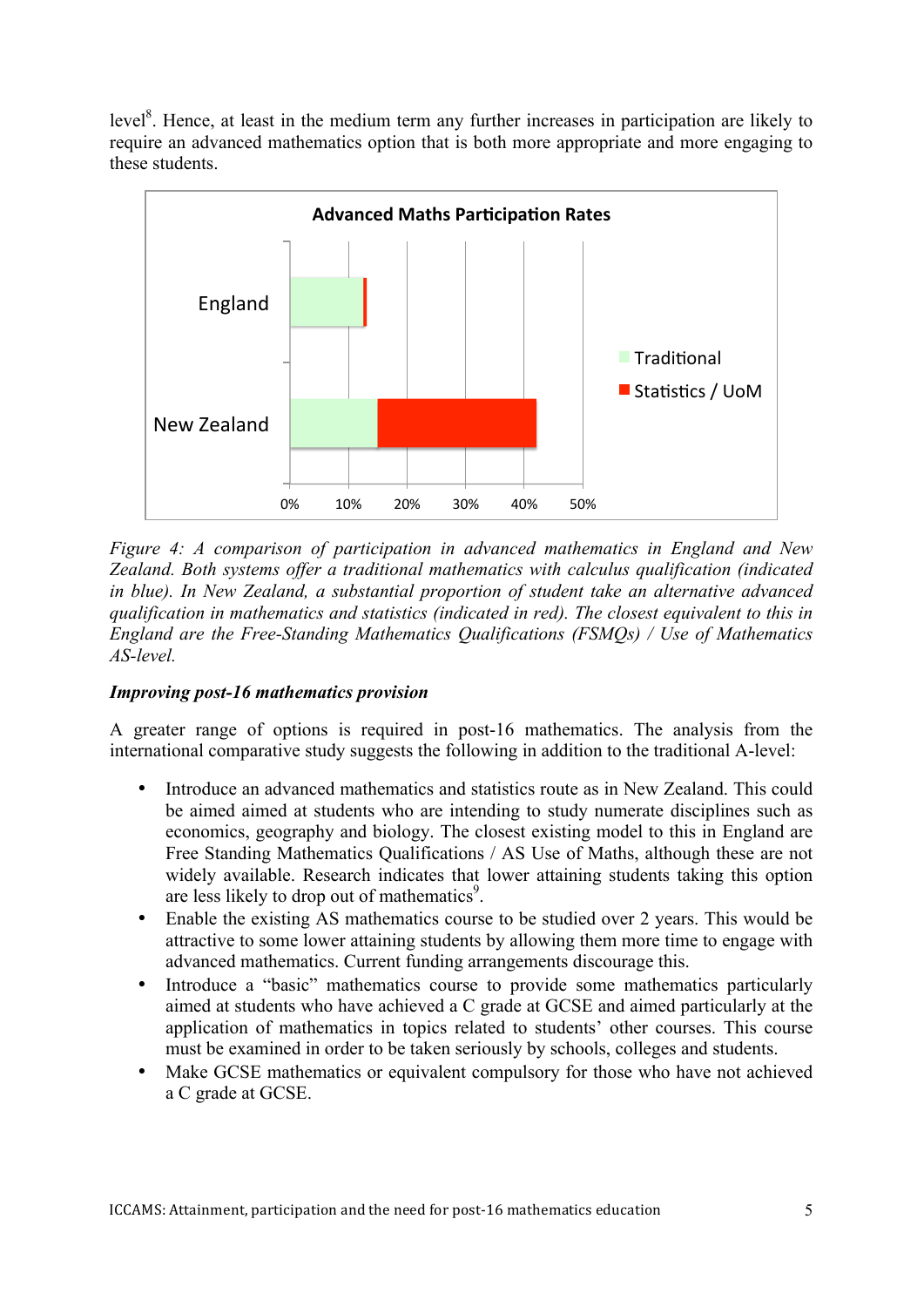level[8]. Hence, at least in the medium term any further increases in participation are likely to require an advanced mathematics option that is both more appropriate and more engaging to these students.

*Figure 4: A comparison of participation in advanced mathematics in England and New Zealand. Both systems offer a traditional mathematics with calculus qualification (indicated in blue). In New Zealand, a substantial proportion of student take an alternative advanced qualification in mathematics and statistics (indicated in red). The closest equivalent to this in England are the Free-Standing Mathematics Qualifications (FSMQs) / Use of Mathematics AS-level.*

***Improving post-16 mathematics provision***

A greater range of options is required in post-16 mathematics. The analysis from the international comparative study suggests the following in addition to the traditional A-level:

- Introduce an advanced mathematics and statistics route as in New Zealand. This could be aimed aimed at students who are intending to study numerate disciplines such as economics, geography and biology. The closest existing model to this in England are Free Standing Mathematics Qualifications / AS Use of Maths, although these are not widely available. Research indicates that lower attaining students taking this option are less likely to drop out of mathematics[9].
- Enable the existing AS mathematics course to be studied over 2 years. This would be attractive to some lower attaining students by allowing them more time to engage with advanced mathematics. Current funding arrangements discourage this.
- Introduce a "basic" mathematics course to provide some mathematics particularly aimed at students who have achieved a C grade at GCSE and aimed particularly at the application of mathematics in topics related to students' other courses. This course must be examined in order to be taken seriously by schools, colleges and students.
- Make GCSE mathematics or equivalent compulsory for those who have not achieved a C grade at GCSE.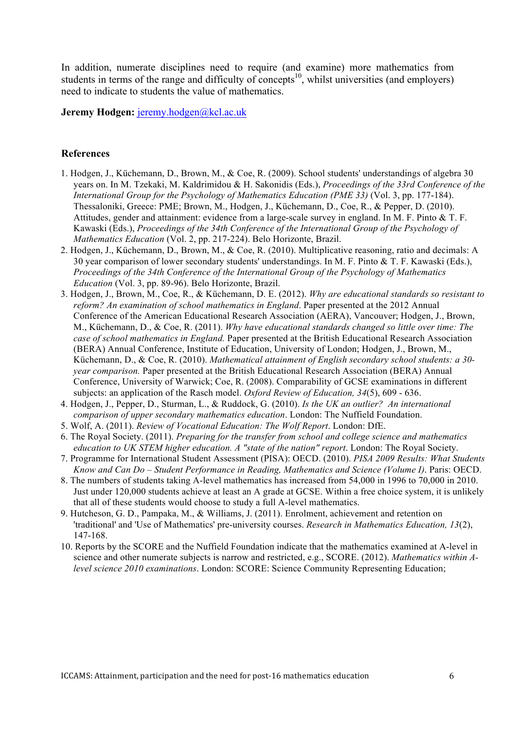In addition, numerate disciplines need to require (and examine) more mathematics from students in terms of the range and difficulty of concepts[10], whilst universities (and employers) need to indicate to students the value of mathematics.

**Jeremy Hodgen:** jeremy.hodgen@kcl.ac.uk

## References

1. Hodgen, J., Küchemann, D., Brown, M., & Coe, R. (2009). School students' understandings of algebra 30 years on. In M. Tzekaki, M. Kaldrimidou & H. Sakonidis (Eds.), *Proceedings of the 33rd Conference of the International Group for the Psychology of Mathematics Education (PME 33)* (Vol. 3, pp. 177-184). Thessaloniki, Greece: PME; Brown, M., Hodgen, J., Küchemann, D., Coe, R., & Pepper, D. (2010). Attitudes, gender and attainment: evidence from a large-scale survey in england. In M. F. Pinto & T. F. Kawaski (Eds.), *Proceedings of the 34th Conference of the International Group of the Psychology of Mathematics Education* (Vol. 2, pp. 217-224). Belo Horizonte, Brazil.
2. Hodgen, J., Küchemann, D., Brown, M., & Coe, R. (2010). Multiplicative reasoning, ratio and decimals: A 30 year comparison of lower secondary students' understandings. In M. F. Pinto & T. F. Kawaski (Eds.), *Proceedings of the 34th Conference of the International Group of the Psychology of Mathematics Education* (Vol. 3, pp. 89-96). Belo Horizonte, Brazil.
3. Hodgen, J., Brown, M., Coe, R., & Küchemann, D. E. (2012). *Why are educational standards so resistant to reform? An examination of school mathematics in England*. Paper presented at the 2012 Annual Conference of the American Educational Research Association (AERA), Vancouver; Hodgen, J., Brown, M., Küchemann, D., & Coe, R. (2011). *Why have educational standards changed so little over time: The case of school mathematics in England.* Paper presented at the British Educational Research Association (BERA) Annual Conference, Institute of Education, University of London; Hodgen, J., Brown, M., Küchemann, D., & Coe, R. (2010). *Mathematical attainment of English secondary school students: a 30-year comparison.* Paper presented at the British Educational Research Association (BERA) Annual Conference, University of Warwick; Coe, R. (2008). Comparability of GCSE examinations in different subjects: an application of the Rasch model. *Oxford Review of Education, 34*(5), 609 - 636.
4. Hodgen, J., Pepper, D., Sturman, L., & Ruddock, G. (2010). *Is the UK an outlier? An international comparison of upper secondary mathematics education*. London: The Nuffield Foundation.
5. Wolf, A. (2011). *Review of Vocational Education: The Wolf Report*. London: DfE.
6. The Royal Society. (2011). *Preparing for the transfer from school and college science and mathematics education to UK STEM higher education. A "state of the nation" report*. London: The Royal Society.
7. Programme for International Student Assessment (PISA): OECD. (2010). *PISA 2009 Results: What Students Know and Can Do – Student Performance in Reading, Mathematics and Science (Volume I)*. Paris: OECD.
8. The numbers of students taking A-level mathematics has increased from 54,000 in 1996 to 70,000 in 2010. Just under 120,000 students achieve at least an A grade at GCSE. Within a free choice system, it is unlikely that all of these students would choose to study a full A-level mathematics.
9. Hutcheson, G. D., Pampaka, M., & Williams, J. (2011). Enrolment, achievement and retention on 'traditional' and 'Use of Mathematics' pre-university courses. *Research in Mathematics Education, 13*(2), 147-168.
10. Reports by the SCORE and the Nuffield Foundation indicate that the mathematics examined at A-level in science and other numerate subjects is narrow and restricted, e.g., SCORE. (2012). *Mathematics within A-level science 2010 examinations*. London: SCORE: Science Community Representing Education;